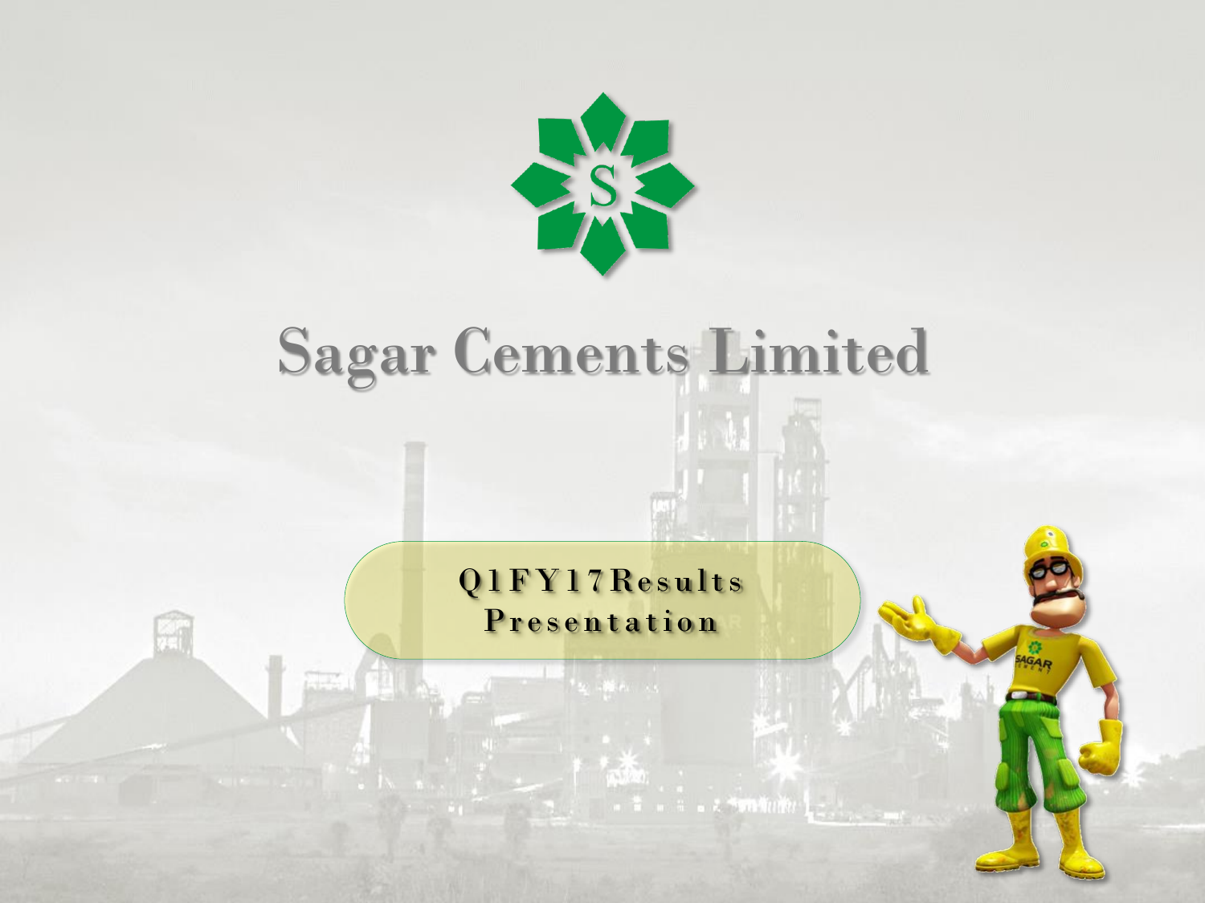# Sagar Cements Limited

Q1FY17 Results Presentation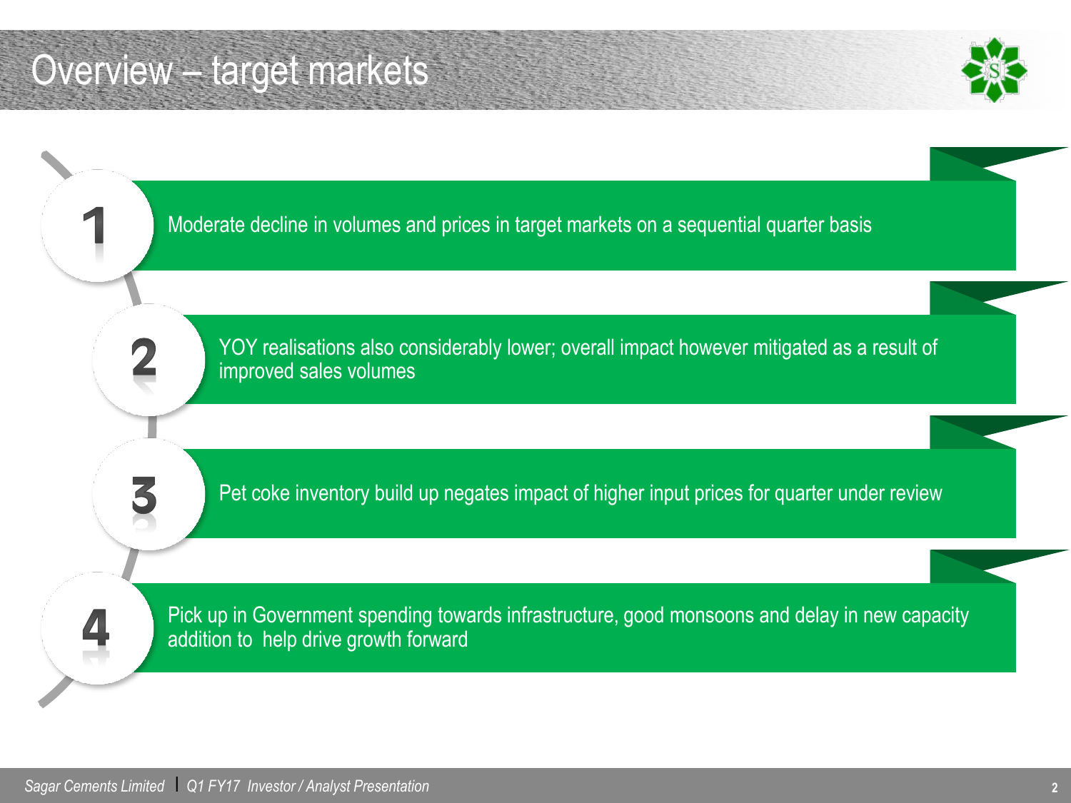# Overview – target markets

1. Moderate decline in volumes and prices in target markets on a sequential quarter basis
2. YOY realisations also considerably lower; overall impact however mitigated as a result of improved sales volumes
3. Pet coke inventory build up negates impact of higher input prices for quarter under review
4. Pick up in Government spending towards infrastructure, good monsoons and delay in new capacity addition to help drive growth forward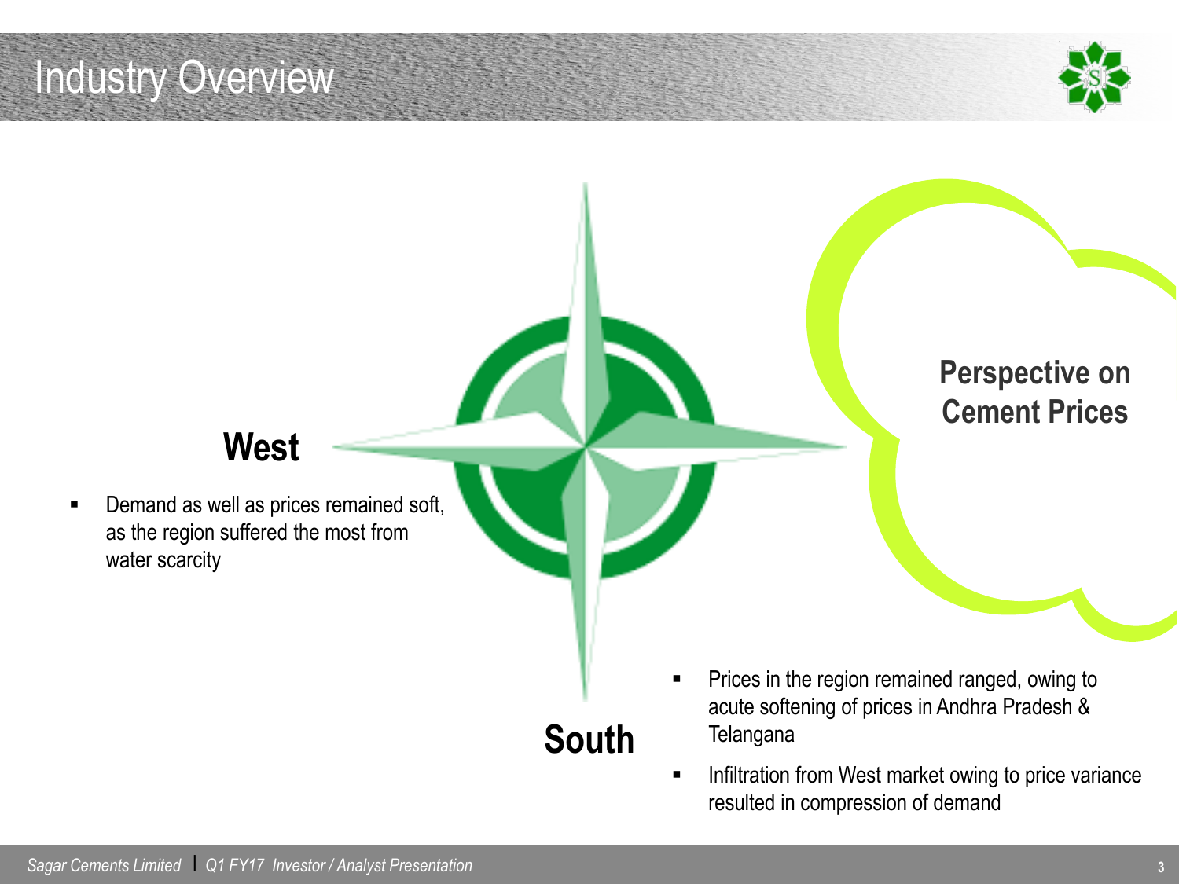# Industry Overview

## Perspective on Cement Prices

### West

- Demand as well as prices remained soft, as the region suffered the most from water scarcity

### South

- Prices in the region remained ranged, owing to acute softening of prices in Andhra Pradesh & Telangana
- Infiltration from West market owing to price variance resulted in compression of demand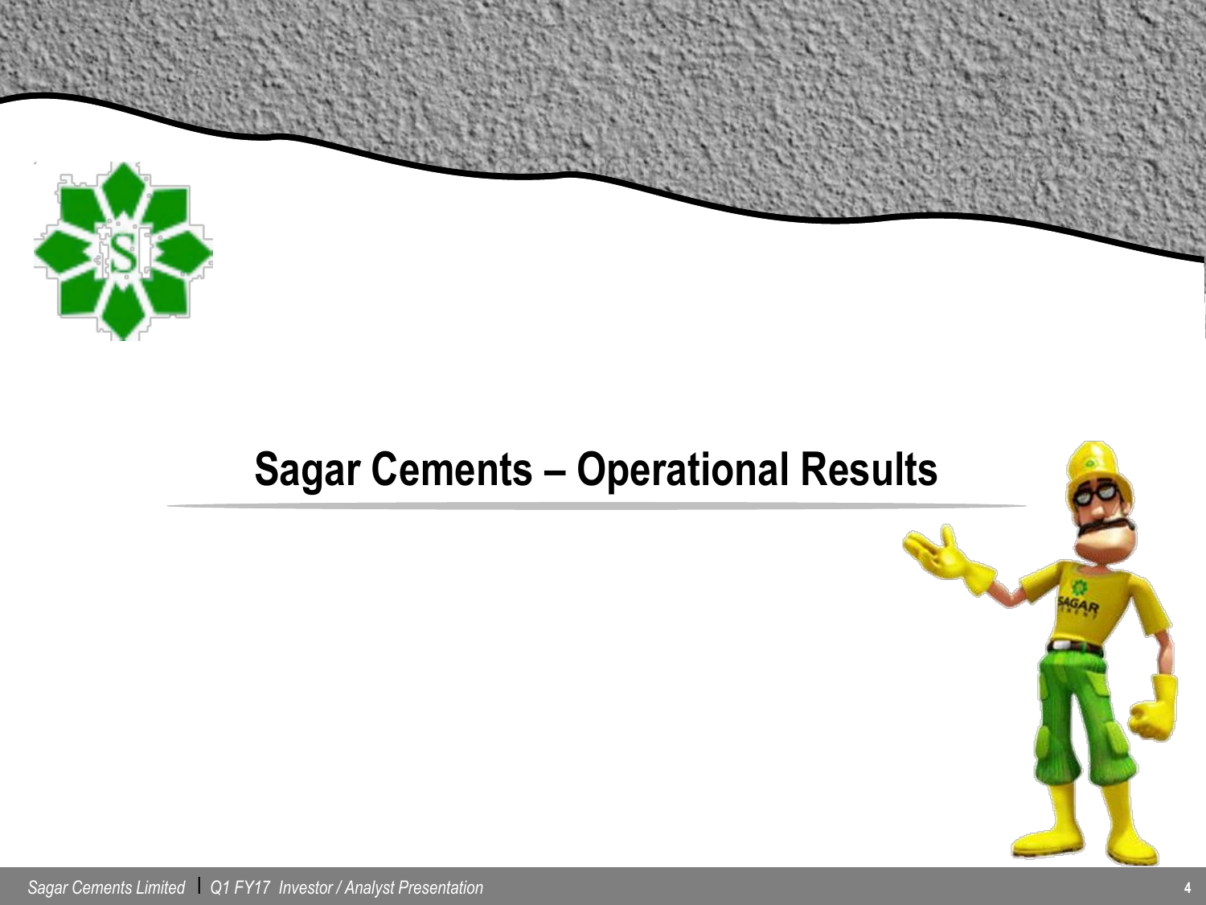# Sagar Cements – Operational Results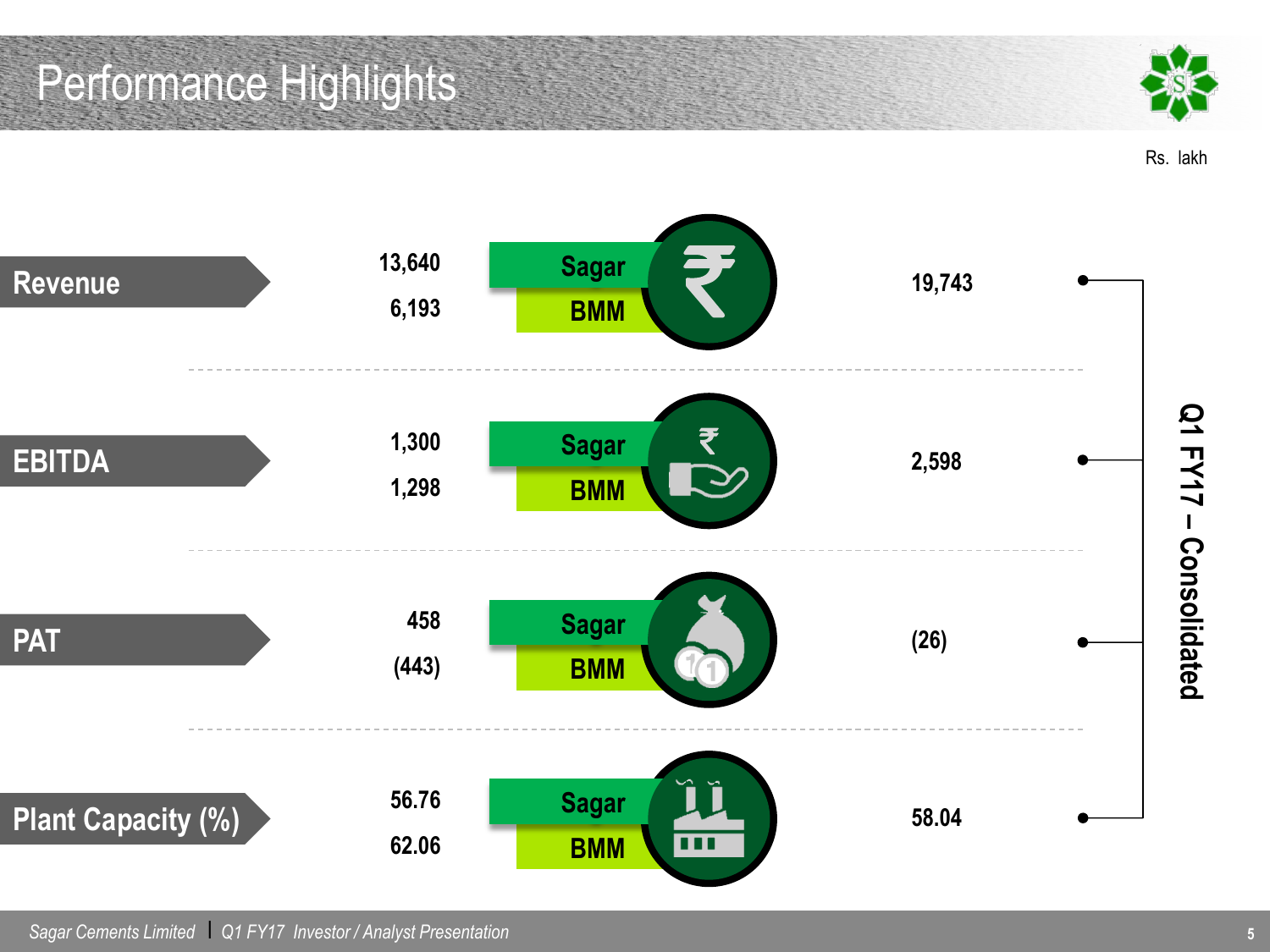# Performance Highlights

Rs. lakh

| Metric | Sagar | BMM | Q1 FY17 – Consolidated |
|---|---|---|---|
| Revenue | 13,640 | 6,193 | 19,743 |
| EBITDA | 1,300 | 1,298 | 2,598 |
| PAT | 458 | (443) | (26) |
| Plant Capacity (%) | 56.76 | 62.06 | 58.04 |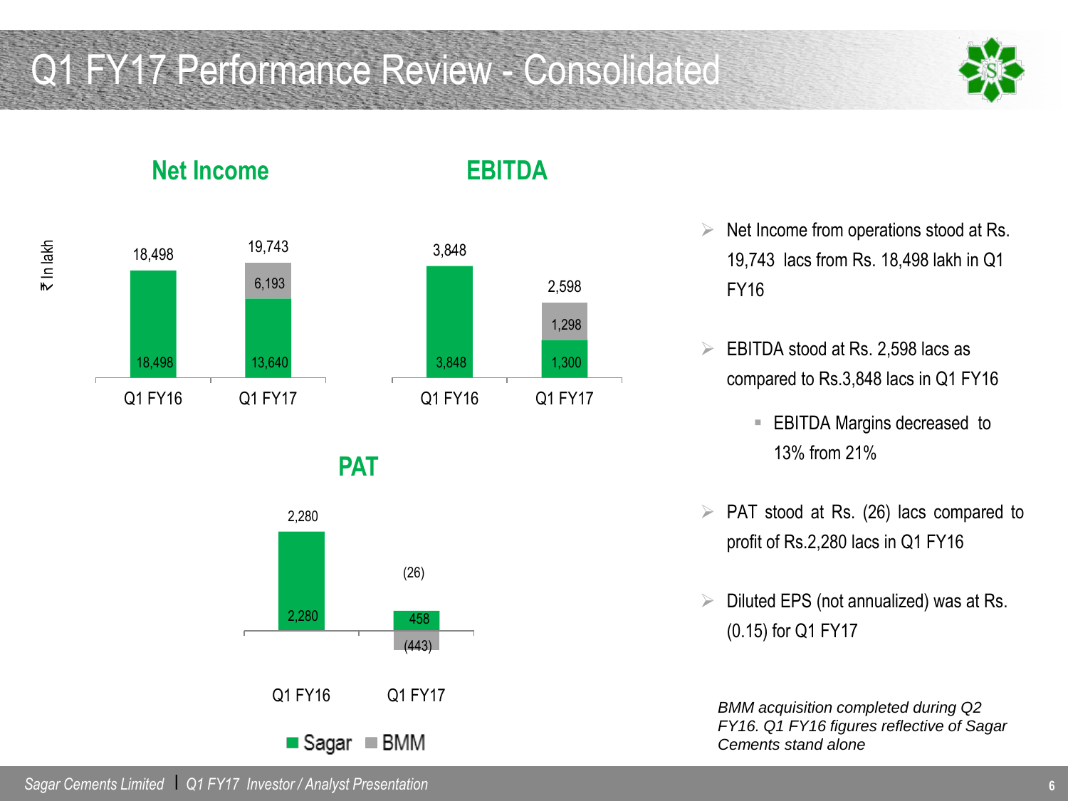# Q1 FY17 Performance Review - Consolidated

## Net Income

₹ In lakh

| | Q1 FY16 | Q1 FY17 |
|---|---|---|
| Sagar | 18,498 | 13,640 |
| BMM | | 6,193 |
| Total | 18,498 | 19,743 |

## EBITDA

| | Q1 FY16 | Q1 FY17 |
|---|---|---|
| Sagar | 3,848 | 1,300 |
| BMM | | 1,298 |
| Total | 3,848 | 2,598 |

## PAT

| | Q1 FY16 | Q1 FY17 |
|---|---|---|
| Sagar | 2,280 | 458 |
| BMM | | (443) |
| Total | 2,280 | (26) |

■ Sagar ■ BMM

- Net Income from operations stood at Rs. 19,743 lacs from Rs. 18,498 lakh in Q1 FY16
- EBITDA stood at Rs. 2,598 lacs as compared to Rs.3,848 lacs in Q1 FY16
  - EBITDA Margins decreased to 13% from 21%
- PAT stood at Rs. (26) lacs compared to profit of Rs.2,280 lacs in Q1 FY16
- Diluted EPS (not annualized) was at Rs. (0.15) for Q1 FY17

*BMM acquisition completed during Q2 FY16. Q1 FY16 figures reflective of Sagar Cements stand alone*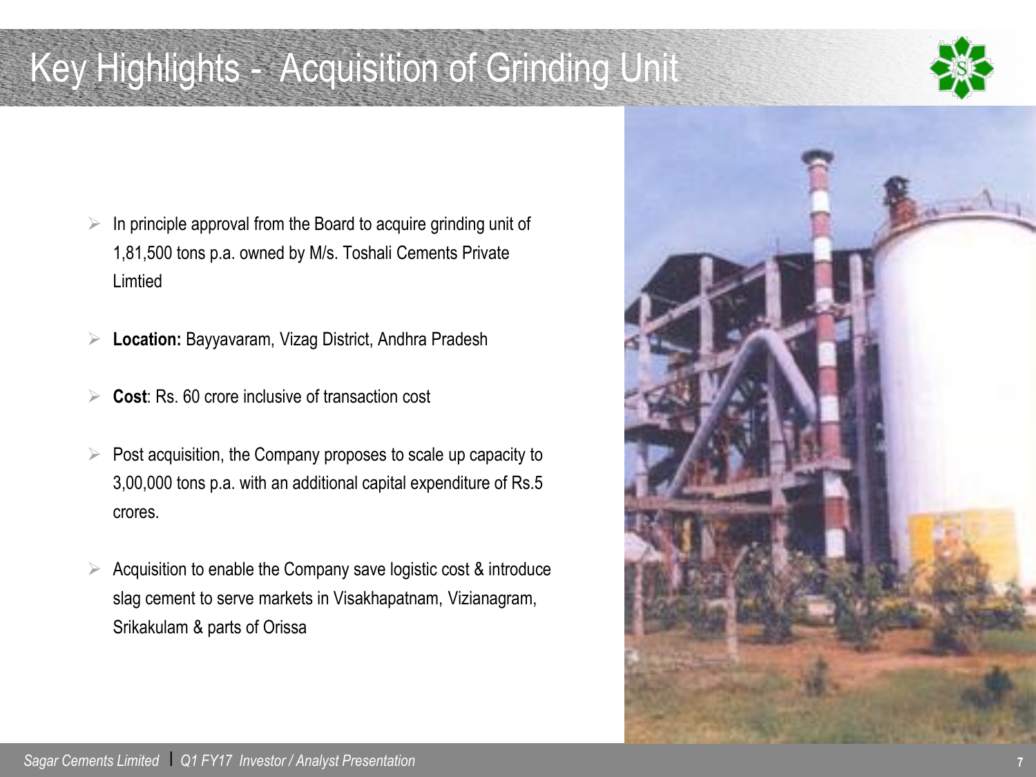# Key Highlights - Acquisition of Grinding Unit

- In principle approval from the Board to acquire grinding unit of 1,81,500 tons p.a. owned by M/s. Toshali Cements Private Limtied
- **Location:** Bayyavaram, Vizag District, Andhra Pradesh
- **Cost**: Rs. 60 crore inclusive of transaction cost
- Post acquisition, the Company proposes to scale up capacity to 3,00,000 tons p.a. with an additional capital expenditure of Rs.5 crores.
- Acquisition to enable the Company save logistic cost & introduce slag cement to serve markets in Visakhapatnam, Vizianagram, Srikakulam & parts of Orissa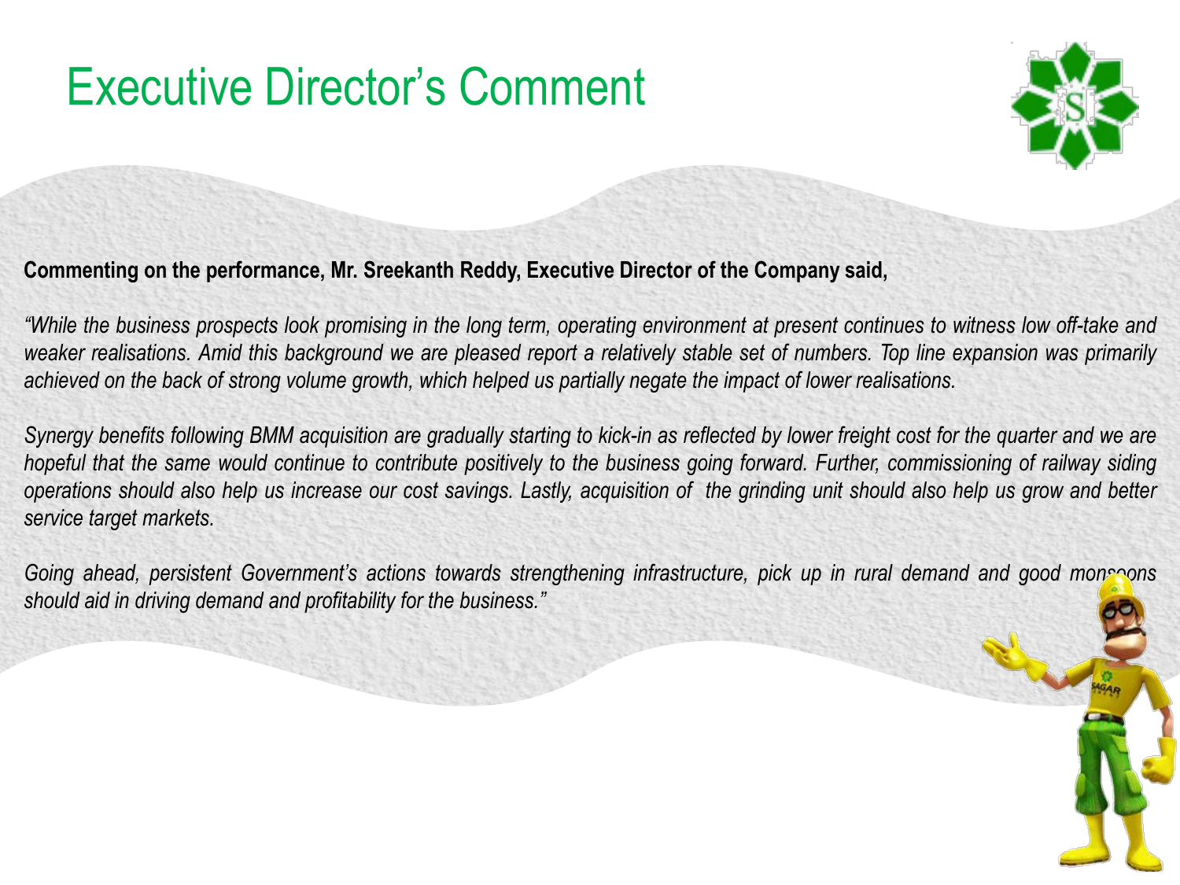# Executive Director's Comment

**Commenting on the performance, Mr. Sreekanth Reddy, Executive Director of the Company said,**

*"While the business prospects look promising in the long term, operating environment at present continues to witness low off-take and weaker realisations. Amid this background we are pleased report a relatively stable set of numbers. Top line expansion was primarily achieved on the back of strong volume growth, which helped us partially negate the impact of lower realisations.*

*Synergy benefits following BMM acquisition are gradually starting to kick-in as reflected by lower freight cost for the quarter and we are hopeful that the same would continue to contribute positively to the business going forward. Further, commissioning of railway siding operations should also help us increase our cost savings. Lastly, acquisition of the grinding unit should also help us grow and better service target markets.*

*Going ahead, persistent Government's actions towards strengthening infrastructure, pick up in rural demand and good monsoons should aid in driving demand and profitability for the business."*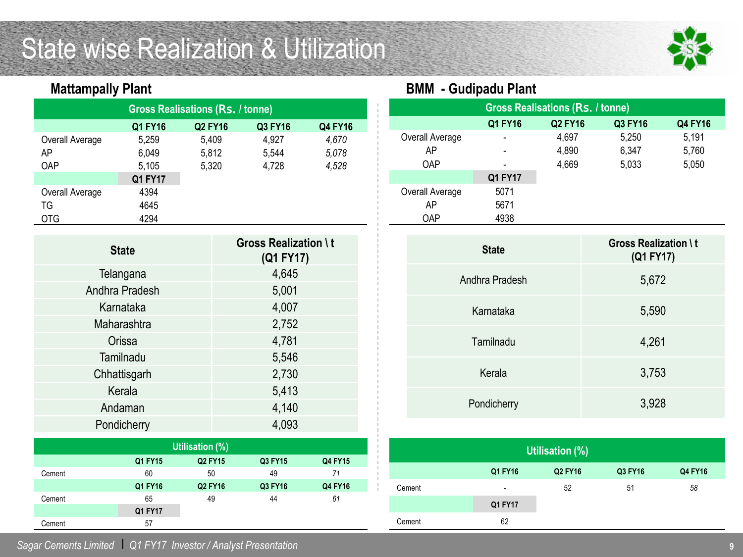# State wise Realization & Utilization

## Mattampally Plant

| Gross Realisations (Rs. / tonne) | | | | |
|---|---|---|---|---|
| | Q1 FY16 | Q2 FY16 | Q3 FY16 | Q4 FY16 |
| Overall Average | 5,259 | 5,409 | 4,927 | *4,670* |
| AP | 6,049 | 5,812 | 5,544 | *5,078* |
| OAP | 5,105 | 5,320 | 4,728 | *4,528* |
| | Q1 FY17 | | | |
| Overall Average | 4394 | | | |
| TG | 4645 | | | |
| OTG | 4294 | | | |

| State | Gross Realization \ t (Q1 FY17) |
|---|---|
| Telangana | 4,645 |
| Andhra Pradesh | 5,001 |
| Karnataka | 4,007 |
| Maharashtra | 2,752 |
| Orissa | 4,781 |
| Tamilnadu | 5,546 |
| Chhattisgarh | 2,730 |
| Kerala | 5,413 |
| Andaman | 4,140 |
| Pondicherry | 4,093 |

| Utilisation (%) | | | | |
|---|---|---|---|---|
| | Q1 FY15 | Q2 FY15 | Q3 FY15 | Q4 FY15 |
| Cement | 60 | 50 | 49 | *71* |
| | Q1 FY16 | Q2 FY16 | Q3 FY16 | Q4 FY16 |
| Cement | 65 | 49 | 44 | *61* |
| | Q1 FY17 | | | |
| Cement | 57 | | | |

## BMM - Gudipadu Plant

| Gross Realisations (Rs. / tonne) | | | | |
|---|---|---|---|---|
| | Q1 FY16 | Q2 FY16 | Q3 FY16 | Q4 FY16 |
| Overall Average | - | 4,697 | 5,250 | 5,191 |
| AP | - | 4,890 | 6,347 | 5,760 |
| OAP | - | 4,669 | 5,033 | 5,050 |
| | Q1 FY17 | | | |
| Overall Average | 5071 | | | |
| AP | 5671 | | | |
| OAP | 4938 | | | |

| State | Gross Realization \ t (Q1 FY17) |
|---|---|
| Andhra Pradesh | 5,672 |
| Karnataka | 5,590 |
| Tamilnadu | 4,261 |
| Kerala | 3,753 |
| Pondicherry | 3,928 |

| Utilisation (%) | | | | |
|---|---|---|---|---|
| | Q1 FY16 | Q2 FY16 | Q3 FY16 | Q4 FY16 |
| Cement | - | 52 | 51 | *58* |
| | Q1 FY17 | | | |
| Cement | 62 | | | |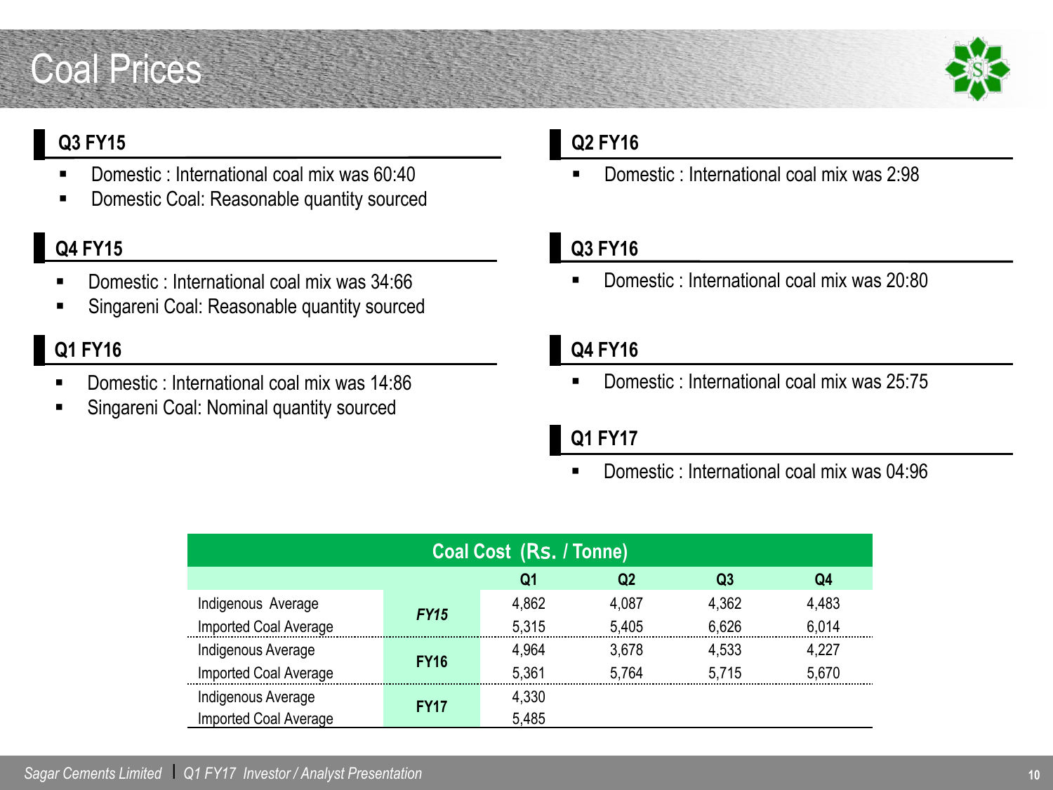# Coal Prices

### Q3 FY15

- Domestic : International coal mix was 60:40
- Domestic Coal: Reasonable quantity sourced

### Q4 FY15

- Domestic : International coal mix was 34:66
- Singareni Coal: Reasonable quantity sourced

### Q1 FY16

- Domestic : International coal mix was 14:86
- Singareni Coal: Nominal quantity sourced

### Q2 FY16

- Domestic : International coal mix was 2:98

### Q3 FY16

- Domestic : International coal mix was 20:80

### Q4 FY16

- Domestic : International coal mix was 25:75

### Q1 FY17

- Domestic : International coal mix was 04:96

| Coal Cost (Rs. / Tonne) | | | | | |
|---|---|---|---|---|---|
| | | Q1 | Q2 | Q3 | Q4 |
| Indigenous Average | *FY15* | 4,862 | 4,087 | 4,362 | 4,483 |
| Imported Coal Average | | 5,315 | 5,405 | 6,626 | 6,014 |
| Indigenous Average | FY16 | 4,964 | 3,678 | 4,533 | 4,227 |
| Imported Coal Average | | 5,361 | 5,764 | 5,715 | 5,670 |
| Indigenous Average | FY17 | 4,330 | | | |
| Imported Coal Average | | 5,485 | | | |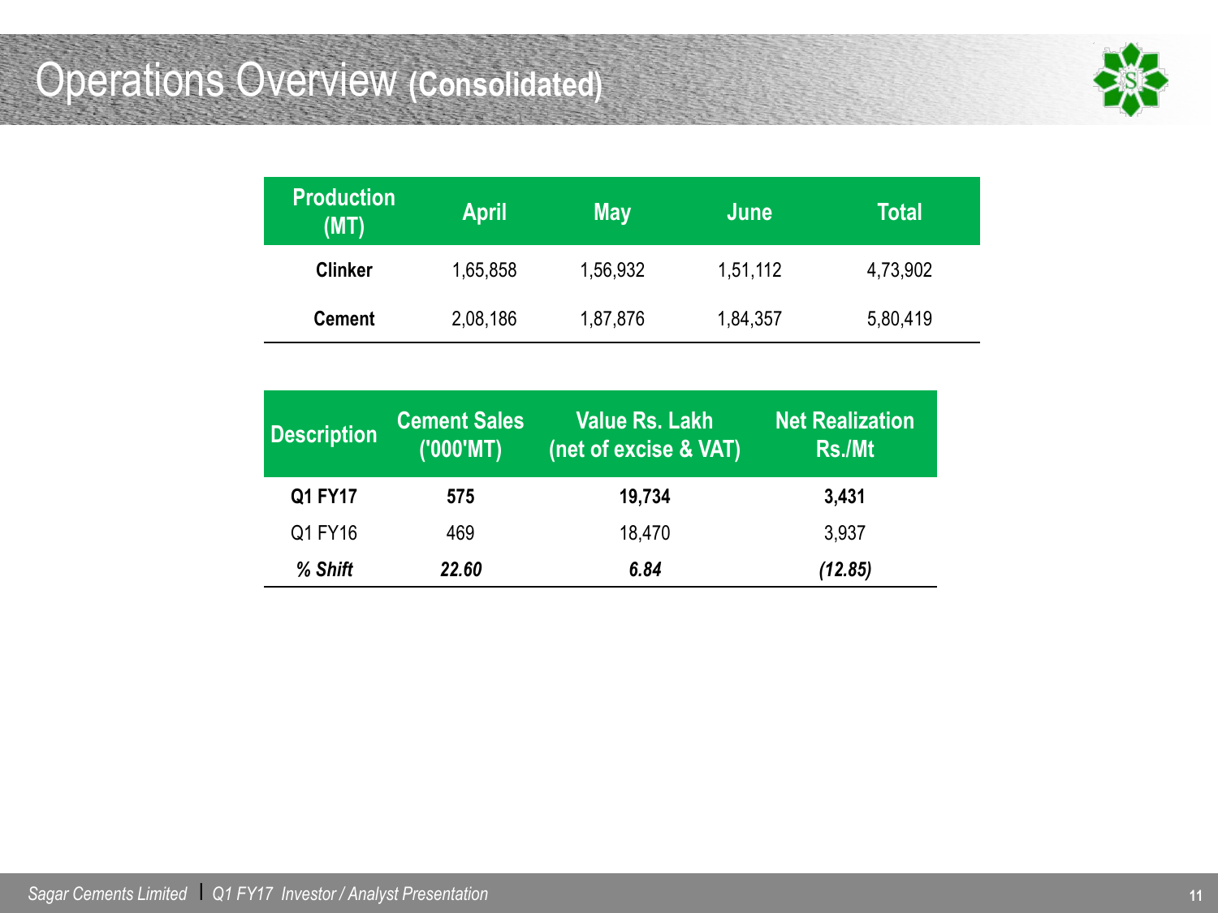# Operations Overview (Consolidated)

| Production (MT) | April | May | June | Total |
|---|---|---|---|---|
| **Clinker** | 1,65,858 | 1,56,932 | 1,51,112 | 4,73,902 |
| **Cement** | 2,08,186 | 1,87,876 | 1,84,357 | 5,80,419 |

| Description | Cement Sales ('000'MT) | Value Rs. Lakh (net of excise & VAT) | Net Realization Rs./Mt |
|---|---|---|---|
| **Q1 FY17** | **575** | **19,734** | **3,431** |
| Q1 FY16 | 469 | 18,470 | 3,937 |
| ***% Shift*** | ***22.60*** | ***6.84*** | ***(12.85)*** |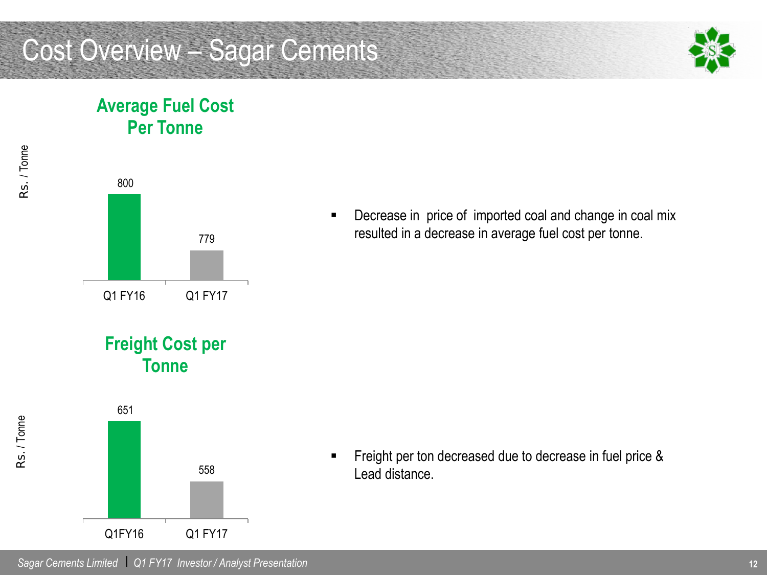# Cost Overview – Sagar Cements

## Average Fuel Cost Per Tonne

| Rs. / Tonne | Q1 FY16 | Q1 FY17 |
|---|---|---|
| Average Fuel Cost | 800 | 779 |

- Decrease in price of imported coal and change in coal mix resulted in a decrease in average fuel cost per tonne.

## Freight Cost per Tonne

| Rs. / Tonne | Q1FY16 | Q1 FY17 |
|---|---|---|
| Freight Cost | 651 | 558 |

- Freight per ton decreased due to decrease in fuel price & Lead distance.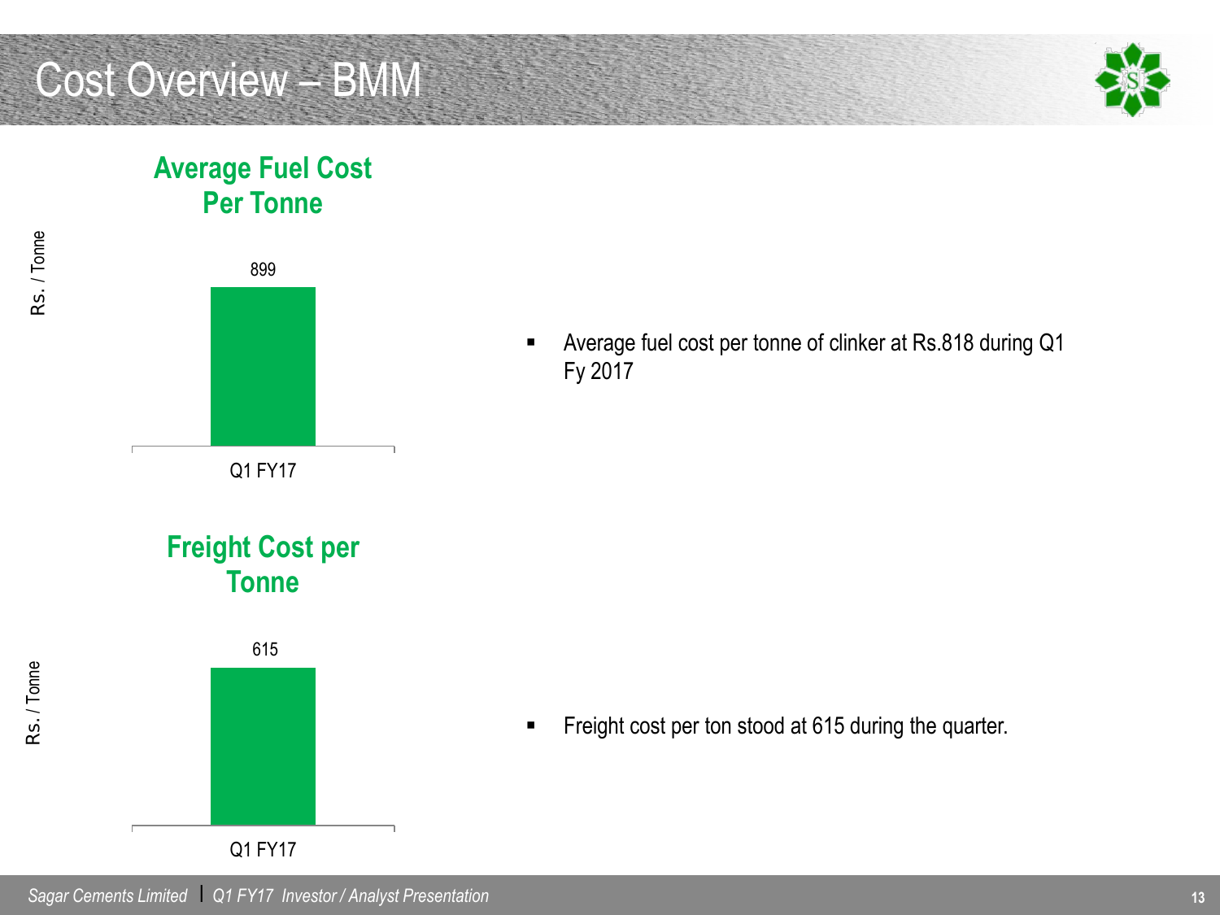# Cost Overview – BMM

## Average Fuel Cost Per Tonne

Rs. / Tonne

| | Q1 FY17 |
|---|---|
| Average Fuel Cost Per Tonne | 899 |

- Average fuel cost per tonne of clinker at Rs.818 during Q1 Fy 2017

## Freight Cost per Tonne

Rs. / Tonne

| | Q1 FY17 |
|---|---|
| Freight Cost per Tonne | 615 |

- Freight cost per ton stood at 615 during the quarter.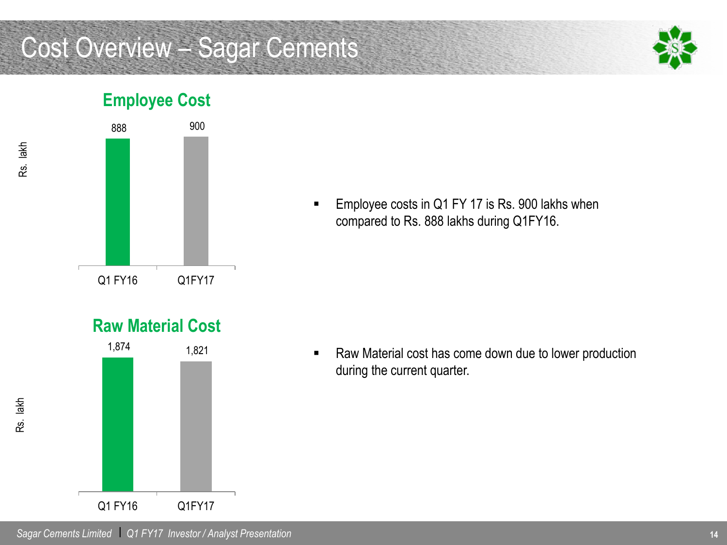# Cost Overview – Sagar Cements

## Employee Cost

Rs. lakh

| | Q1 FY16 | Q1FY17 |
|---|---|---|
| Employee Cost | 888 | 900 |

- Employee costs in Q1 FY 17 is Rs. 900 lakhs when compared to Rs. 888 lakhs during Q1FY16.

## Raw Material Cost

Rs. lakh

| | Q1 FY16 | Q1FY17 |
|---|---|---|
| Raw Material Cost | 1,874 | 1,821 |

- Raw Material cost has come down due to lower production during the current quarter.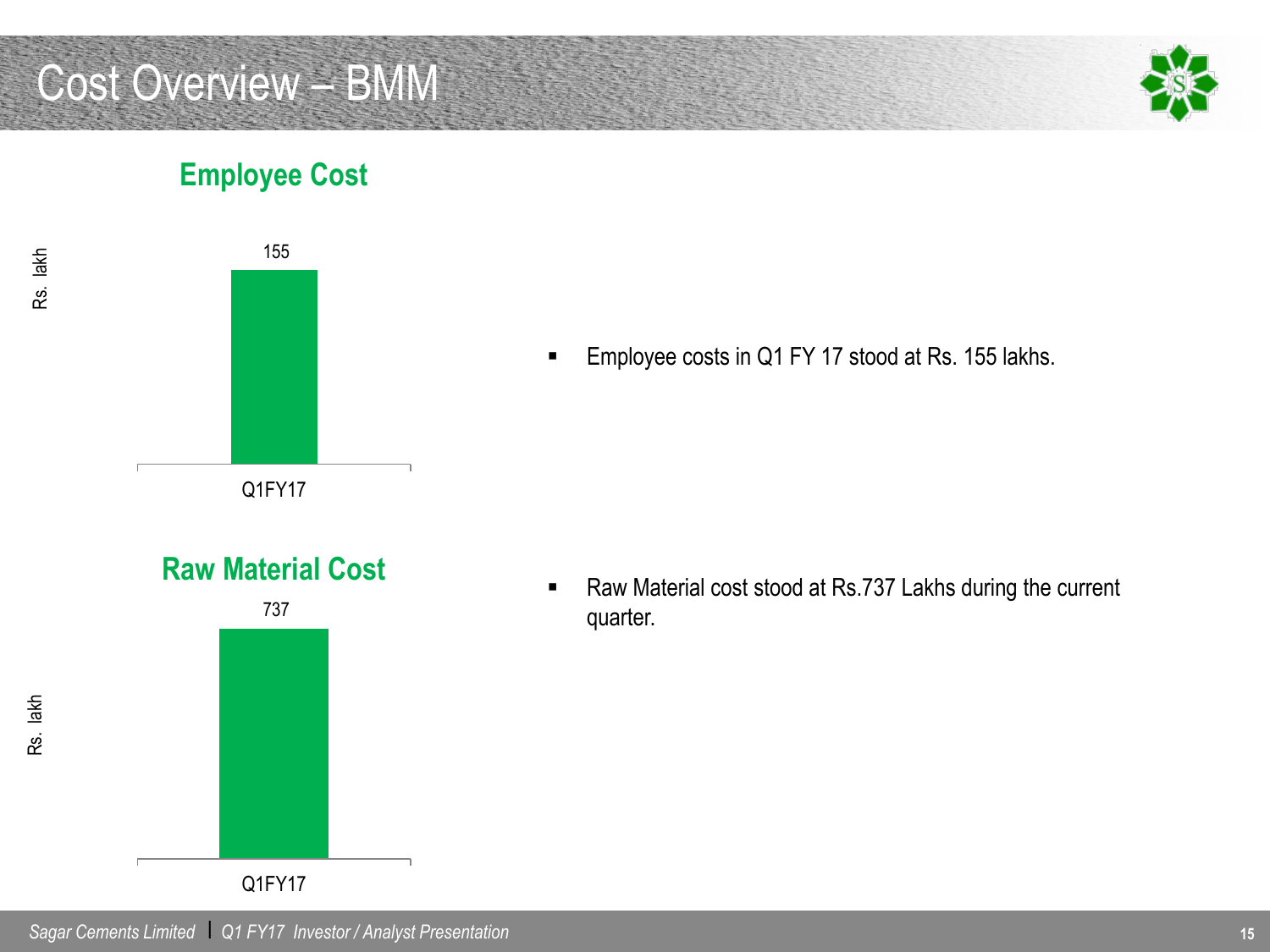# Cost Overview – BMM

## Employee Cost

| | Rs. lakh |
|---|---|
| Q1FY17 | 155 |

- Employee costs in Q1 FY 17 stood at Rs. 155 lakhs.

## Raw Material Cost

| | Rs. lakh |
|---|---|
| Q1FY17 | 737 |

- Raw Material cost stood at Rs.737 Lakhs during the current quarter.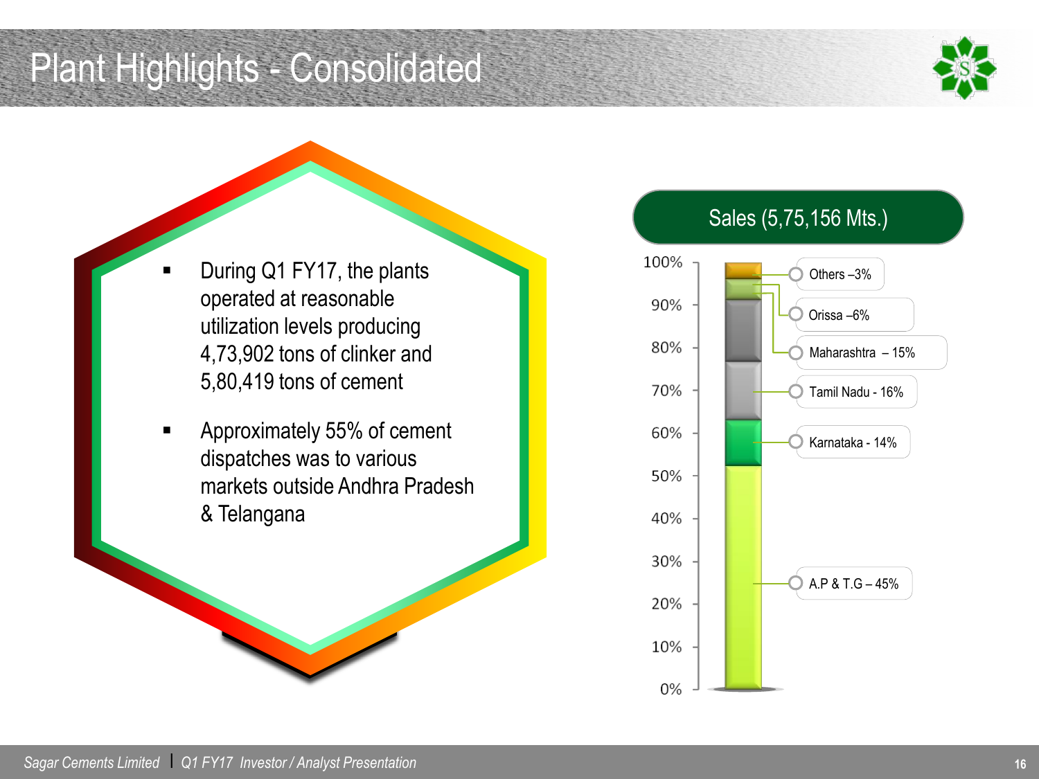# Plant Highlights - Consolidated

- During Q1 FY17, the plants operated at reasonable utilization levels producing 4,73,902 tons of clinker and 5,80,419 tons of cement
- Approximately 55% of cement dispatches was to various markets outside Andhra Pradesh & Telangana

**Sales (5,75,156 Mts.)**

| Region | Share |
|---|---|
| Others | 3% |
| Orissa | 6% |
| Maharashtra | 15% |
| Tamil Nadu | 16% |
| Karnataka | 14% |
| A.P & T.G | 45% |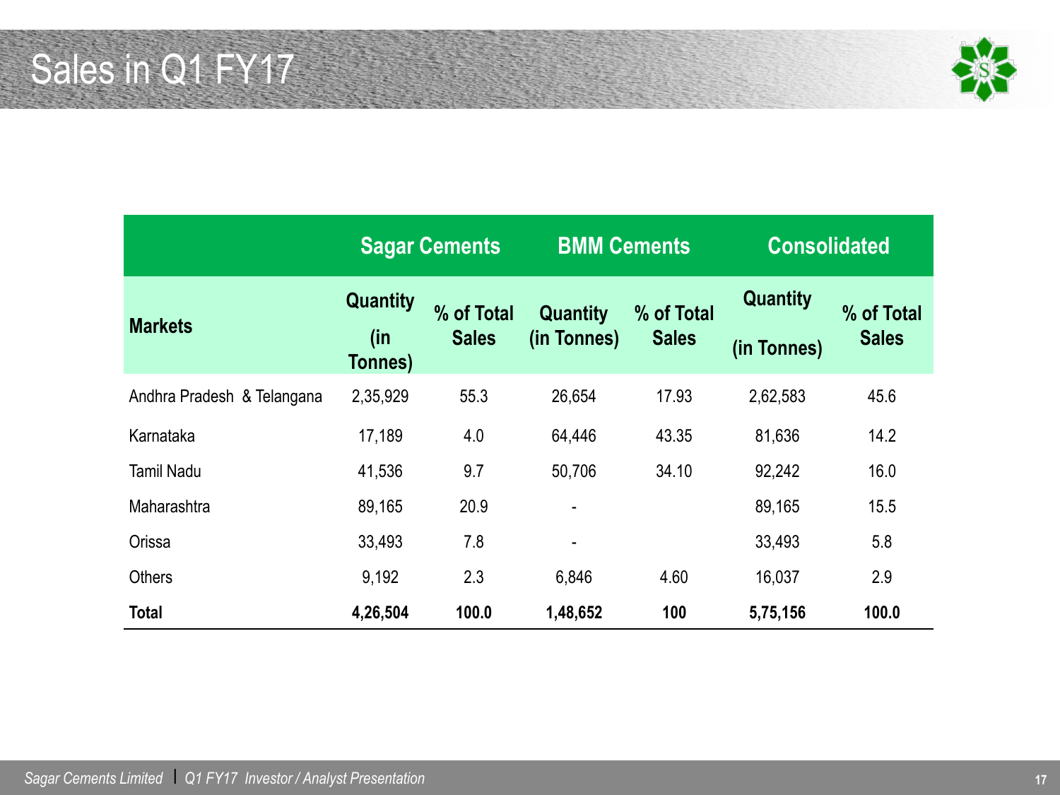# Sales in Q1 FY17

| Markets | Sagar Cements | | BMM Cements | | Consolidated | |
|---|---|---|---|---|---|---|
| | Quantity (in Tonnes) | % of Total Sales | Quantity (in Tonnes) | % of Total Sales | Quantity (in Tonnes) | % of Total Sales |
| Andhra Pradesh & Telangana | 2,35,929 | 55.3 | 26,654 | 17.93 | 2,62,583 | 45.6 |
| Karnataka | 17,189 | 4.0 | 64,446 | 43.35 | 81,636 | 14.2 |
| Tamil Nadu | 41,536 | 9.7 | 50,706 | 34.10 | 92,242 | 16.0 |
| Maharashtra | 89,165 | 20.9 | - | | 89,165 | 15.5 |
| Orissa | 33,493 | 7.8 | - | | 33,493 | 5.8 |
| Others | 9,192 | 2.3 | 6,846 | 4.60 | 16,037 | 2.9 |
| **Total** | **4,26,504** | **100.0** | **1,48,652** | **100** | **5,75,156** | **100.0** |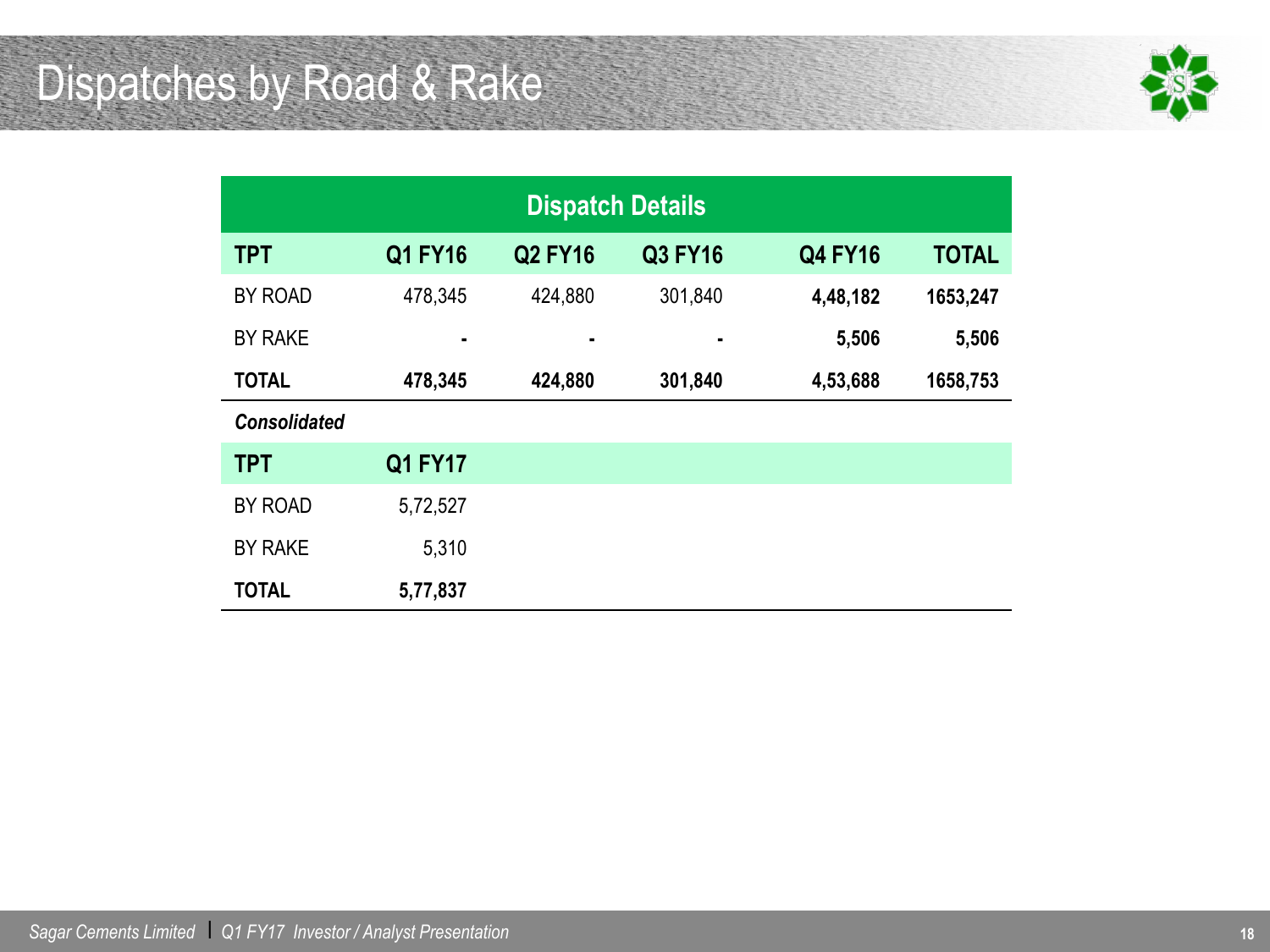# Dispatches by Road & Rake

| Dispatch Details | | | | | |
|---|---|---|---|---|---|
| **TPT** | **Q1 FY16** | **Q2 FY16** | **Q3 FY16** | **Q4 FY16** | **TOTAL** |
| BY ROAD | 478,345 | 424,880 | 301,840 | **4,48,182** | **1653,247** |
| BY RAKE | **-** | **-** | **-** | **5,506** | **5,506** |
| **TOTAL** | **478,345** | **424,880** | **301,840** | **4,53,688** | **1658,753** |
| ***Consolidated*** | | | | | |
| **TPT** | **Q1 FY17** | | | | |
| BY ROAD | 5,72,527 | | | | |
| BY RAKE | 5,310 | | | | |
| **TOTAL** | **5,77,837** | | | | |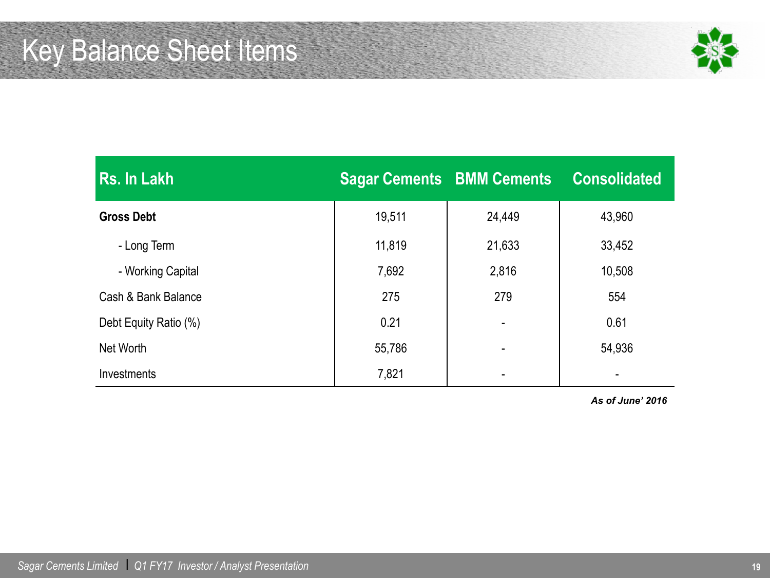# Key Balance Sheet Items

| Rs. In Lakh | Sagar Cements | BMM Cements | Consolidated |
|---|---|---|---|
| **Gross Debt** | 19,511 | 24,449 | 43,960 |
| - Long Term | 11,819 | 21,633 | 33,452 |
| - Working Capital | 7,692 | 2,816 | 10,508 |
| Cash & Bank Balance | 275 | 279 | 554 |
| Debt Equity Ratio (%) | 0.21 | - | 0.61 |
| Net Worth | 55,786 | - | 54,936 |
| Investments | 7,821 | - | - |

***As of June' 2016***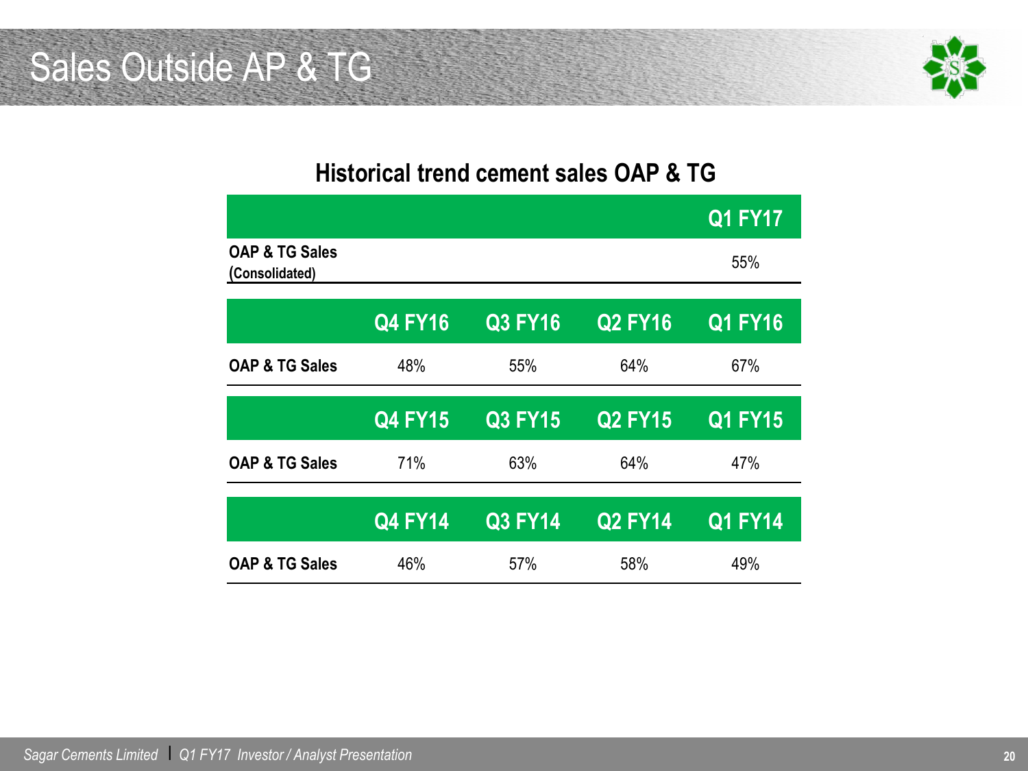# Sales Outside AP & TG

## Historical trend cement sales OAP & TG

| | | | | Q1 FY17 |
|---|---|---|---|---|
| **OAP & TG Sales (Consolidated)** | | | | 55% |

| | Q4 FY16 | Q3 FY16 | Q2 FY16 | Q1 FY16 |
|---|---|---|---|---|
| **OAP & TG Sales** | 48% | 55% | 64% | 67% |

| | Q4 FY15 | Q3 FY15 | Q2 FY15 | Q1 FY15 |
|---|---|---|---|---|
| **OAP & TG Sales** | 71% | 63% | 64% | 47% |

| | Q4 FY14 | Q3 FY14 | Q2 FY14 | Q1 FY14 |
|---|---|---|---|---|
| **OAP & TG Sales** | 46% | 57% | 58% | 49% |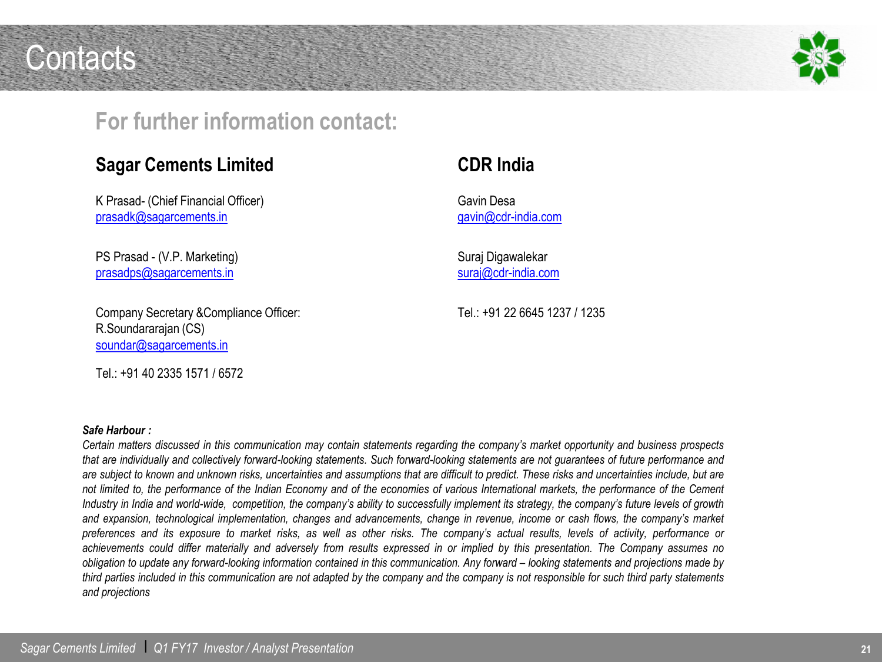# Contacts

## For further information contact:

### Sagar Cements Limited

K Prasad- (Chief Financial Officer)
prasadk@sagarcements.in

PS Prasad - (V.P. Marketing)
prasadps@sagarcements.in

Company Secretary &Compliance Officer:
R.Soundararajan (CS)
soundar@sagarcements.in

Tel.: +91 40 2335 1571 / 6572

### CDR India

Gavin Desa
gavin@cdr-india.com

Suraj Digawalekar
suraj@cdr-india.com

Tel.: +91 22 6645 1237 / 1235

***Safe Harbour :***

*Certain matters discussed in this communication may contain statements regarding the company's market opportunity and business prospects that are individually and collectively forward-looking statements. Such forward-looking statements are not guarantees of future performance and are subject to known and unknown risks, uncertainties and assumptions that are difficult to predict. These risks and uncertainties include, but are not limited to, the performance of the Indian Economy and of the economies of various International markets, the performance of the Cement Industry in India and world-wide, competition, the company's ability to successfully implement its strategy, the company's future levels of growth and expansion, technological implementation, changes and advancements, change in revenue, income or cash flows, the company's market preferences and its exposure to market risks, as well as other risks. The company's actual results, levels of activity, performance or achievements could differ materially and adversely from results expressed in or implied by this presentation. The Company assumes no obligation to update any forward-looking information contained in this communication. Any forward – looking statements and projections made by third parties included in this communication are not adapted by the company and the company is not responsible for such third party statements and projections*